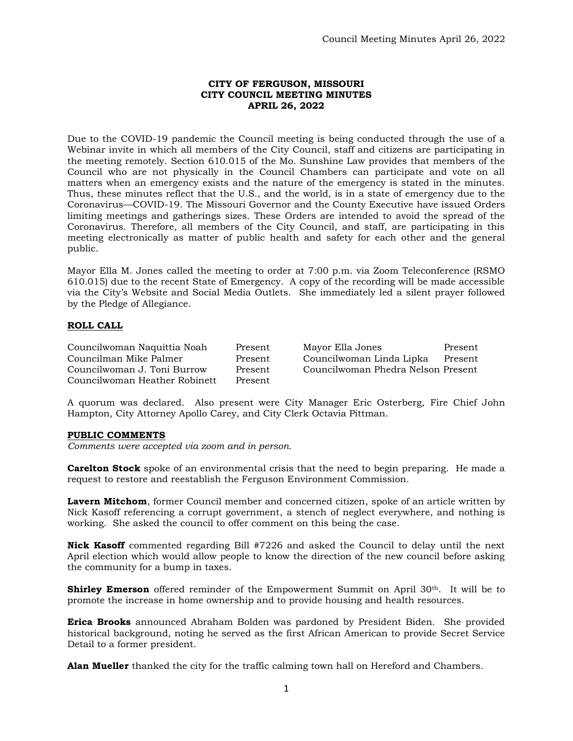**CITY OF FERGUSON, MISSOURI**
**CITY COUNCIL MEETING MINUTES**
**APRIL 26, 2022**

Due to the COVID-19 pandemic the Council meeting is being conducted through the use of a Webinar invite in which all members of the City Council, staff and citizens are participating in the meeting remotely. Section 610.015 of the Mo. Sunshine Law provides that members of the Council who are not physically in the Council Chambers can participate and vote on all matters when an emergency exists and the nature of the emergency is stated in the minutes. Thus, these minutes reflect that the U.S., and the world, is in a state of emergency due to the Coronavirus—COVID-19. The Missouri Governor and the County Executive have issued Orders limiting meetings and gatherings sizes. These Orders are intended to avoid the spread of the Coronavirus. Therefore, all members of the City Council, and staff, are participating in this meeting electronically as matter of public health and safety for each other and the general public.

Mayor Ella M. Jones called the meeting to order at 7:00 p.m. via Zoom Teleconference (RSMO 610.015) due to the recent State of Emergency. A copy of the recording will be made accessible via the City's Website and Social Media Outlets. She immediately led a silent prayer followed by the Pledge of Allegiance.

**ROLL CALL**

| | | | |
|---|---|---|---|
| Councilwoman Naquittia Noah | Present | Mayor Ella Jones | Present |
| Councilman Mike Palmer | Present | Councilwoman Linda Lipka | Present |
| Councilwoman J. Toni Burrow | Present | Councilwoman Phedra Nelson | Present |
| Councilwoman Heather Robinett | Present | | |

A quorum was declared. Also present were City Manager Eric Osterberg, Fire Chief John Hampton, City Attorney Apollo Carey, and City Clerk Octavia Pittman.

**PUBLIC COMMENTS**

*Comments were accepted via zoom and in person.*

**Carelton Stock** spoke of an environmental crisis that the need to begin preparing. He made a request to restore and reestablish the Ferguson Environment Commission.

**Lavern Mitchom**, former Council member and concerned citizen, spoke of an article written by Nick Kasoff referencing a corrupt government, a stench of neglect everywhere, and nothing is working. She asked the council to offer comment on this being the case.

**Nick Kasoff** commented regarding Bill #7226 and asked the Council to delay until the next April election which would allow people to know the direction of the new council before asking the community for a bump in taxes.

**Shirley Emerson** offered reminder of the Empowerment Summit on April 30th. It will be to promote the increase in home ownership and to provide housing and health resources.

**Erica Brooks** announced Abraham Bolden was pardoned by President Biden. She provided historical background, noting he served as the first African American to provide Secret Service Detail to a former president.

**Alan Mueller** thanked the city for the traffic calming town hall on Hereford and Chambers.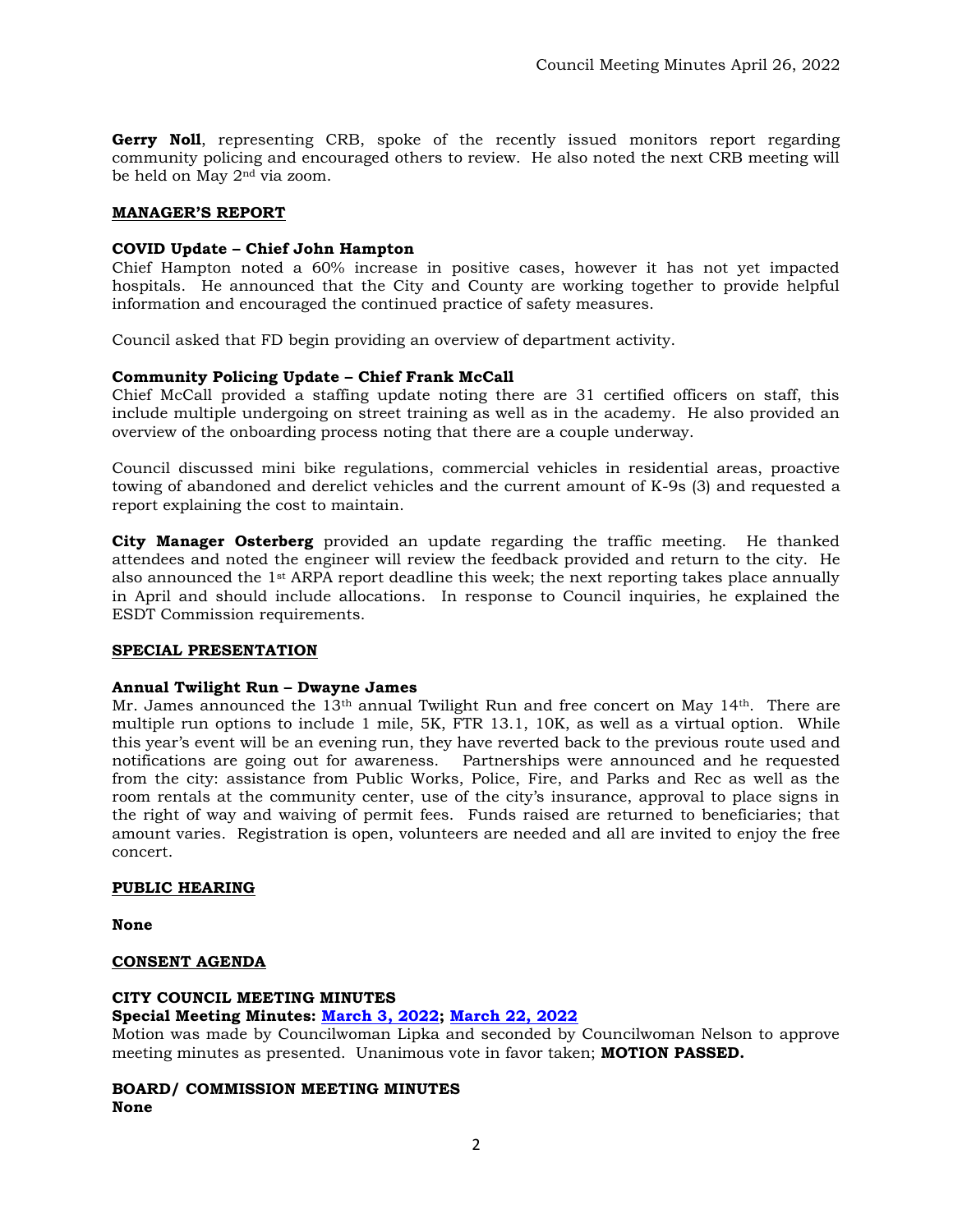**Gerry Noll**, representing CRB, spoke of the recently issued monitors report regarding community policing and encouraged others to review. He also noted the next CRB meeting will be held on May 2nd via zoom.

## MANAGER'S REPORT

### COVID Update – Chief John Hampton

Chief Hampton noted a 60% increase in positive cases, however it has not yet impacted hospitals. He announced that the City and County are working together to provide helpful information and encouraged the continued practice of safety measures.

Council asked that FD begin providing an overview of department activity.

### Community Policing Update – Chief Frank McCall

Chief McCall provided a staffing update noting there are 31 certified officers on staff, this include multiple undergoing on street training as well as in the academy. He also provided an overview of the onboarding process noting that there are a couple underway.

Council discussed mini bike regulations, commercial vehicles in residential areas, proactive towing of abandoned and derelict vehicles and the current amount of K-9s (3) and requested a report explaining the cost to maintain.

**City Manager Osterberg** provided an update regarding the traffic meeting. He thanked attendees and noted the engineer will review the feedback provided and return to the city. He also announced the 1st ARPA report deadline this week; the next reporting takes place annually in April and should include allocations. In response to Council inquiries, he explained the ESDT Commission requirements.

## SPECIAL PRESENTATION

### Annual Twilight Run – Dwayne James

Mr. James announced the 13th annual Twilight Run and free concert on May 14th. There are multiple run options to include 1 mile, 5K, FTR 13.1, 10K, as well as a virtual option. While this year's event will be an evening run, they have reverted back to the previous route used and notifications are going out for awareness. Partnerships were announced and he requested from the city: assistance from Public Works, Police, Fire, and Parks and Rec as well as the room rentals at the community center, use of the city's insurance, approval to place signs in the right of way and waiving of permit fees. Funds raised are returned to beneficiaries; that amount varies. Registration is open, volunteers are needed and all are invited to enjoy the free concert.

## PUBLIC HEARING

**None**

## CONSENT AGENDA

### CITY COUNCIL MEETING MINUTES

**Special Meeting Minutes: March 3, 2022; March 22, 2022**

Motion was made by Councilwoman Lipka and seconded by Councilwoman Nelson to approve meeting minutes as presented. Unanimous vote in favor taken; **MOTION PASSED.**

### BOARD/ COMMISSION MEETING MINUTES

**None**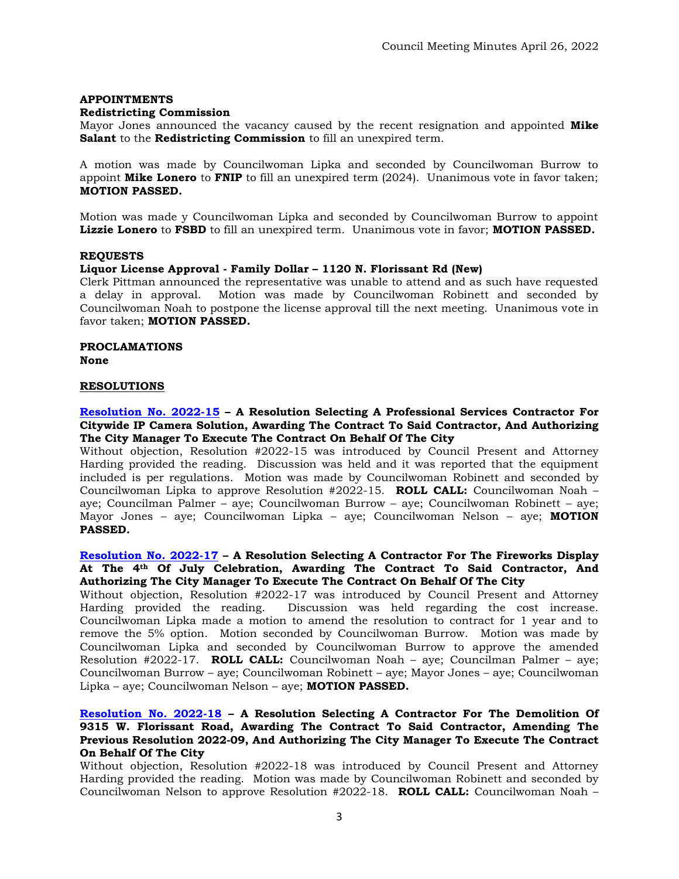**APPOINTMENTS**

**Redistricting Commission**

Mayor Jones announced the vacancy caused by the recent resignation and appointed **Mike Salant** to the **Redistricting Commission** to fill an unexpired term.

A motion was made by Councilwoman Lipka and seconded by Councilwoman Burrow to appoint **Mike Lonero** to **FNIP** to fill an unexpired term (2024). Unanimous vote in favor taken; **MOTION PASSED.**

Motion was made y Councilwoman Lipka and seconded by Councilwoman Burrow to appoint **Lizzie Lonero** to **FSBD** to fill an unexpired term. Unanimous vote in favor; **MOTION PASSED.**

**REQUESTS**

**Liquor License Approval - Family Dollar – 1120 N. Florissant Rd (New)**

Clerk Pittman announced the representative was unable to attend and as such have requested a delay in approval. Motion was made by Councilwoman Robinett and seconded by Councilwoman Noah to postpone the license approval till the next meeting. Unanimous vote in favor taken; **MOTION PASSED.**

**PROCLAMATIONS**

**None**

**RESOLUTIONS**

**Resolution No. 2022-15 – A Resolution Selecting A Professional Services Contractor For Citywide IP Camera Solution, Awarding The Contract To Said Contractor, And Authorizing The City Manager To Execute The Contract On Behalf Of The City**

Without objection, Resolution #2022-15 was introduced by Council Present and Attorney Harding provided the reading. Discussion was held and it was reported that the equipment included is per regulations. Motion was made by Councilwoman Robinett and seconded by Councilwoman Lipka to approve Resolution #2022-15. **ROLL CALL:** Councilwoman Noah – aye; Councilman Palmer – aye; Councilwoman Burrow – aye; Councilwoman Robinett – aye; Mayor Jones – aye; Councilwoman Lipka – aye; Councilwoman Nelson – aye; **MOTION PASSED.**

**Resolution No. 2022-17 – A Resolution Selecting A Contractor For The Fireworks Display At The 4th Of July Celebration, Awarding The Contract To Said Contractor, And Authorizing The City Manager To Execute The Contract On Behalf Of The City**

Without objection, Resolution #2022-17 was introduced by Council Present and Attorney Harding provided the reading. Discussion was held regarding the cost increase. Councilwoman Lipka made a motion to amend the resolution to contract for 1 year and to remove the 5% option. Motion seconded by Councilwoman Burrow. Motion was made by Councilwoman Lipka and seconded by Councilwoman Burrow to approve the amended Resolution #2022-17. **ROLL CALL:** Councilwoman Noah – aye; Councilman Palmer – aye; Councilwoman Burrow – aye; Councilwoman Robinett – aye; Mayor Jones – aye; Councilwoman Lipka – aye; Councilwoman Nelson – aye; **MOTION PASSED.**

**Resolution No. 2022-18 – A Resolution Selecting A Contractor For The Demolition Of 9315 W. Florissant Road, Awarding The Contract To Said Contractor, Amending The Previous Resolution 2022-09, And Authorizing The City Manager To Execute The Contract On Behalf Of The City**

Without objection, Resolution #2022-18 was introduced by Council Present and Attorney Harding provided the reading. Motion was made by Councilwoman Robinett and seconded by Councilwoman Nelson to approve Resolution #2022-18. **ROLL CALL:** Councilwoman Noah –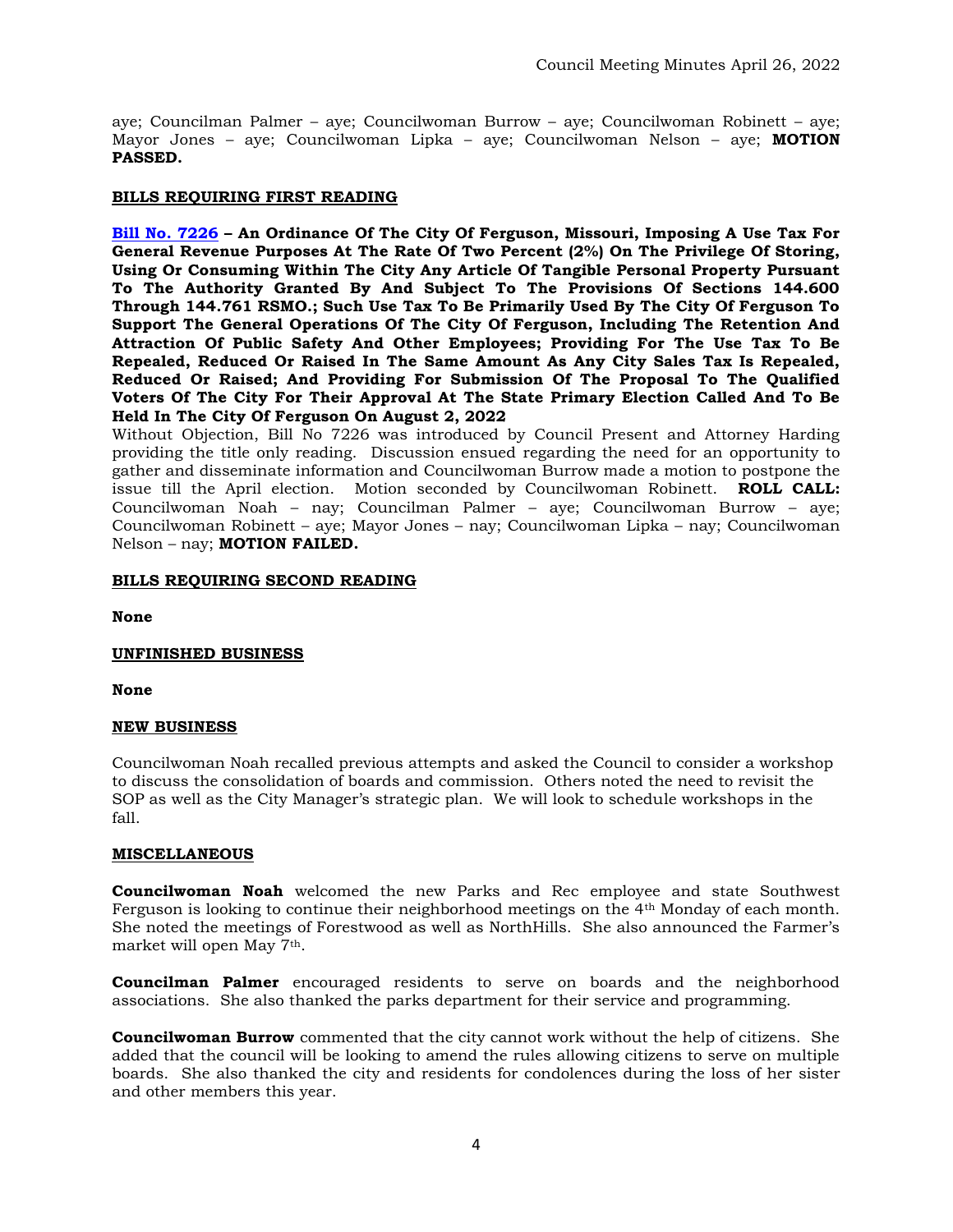aye; Councilman Palmer – aye; Councilwoman Burrow – aye; Councilwoman Robinett – aye; Mayor Jones – aye; Councilwoman Lipka – aye; Councilwoman Nelson – aye; **MOTION PASSED.**

**BILLS REQUIRING FIRST READING**

**Bill No. 7226 – An Ordinance Of The City Of Ferguson, Missouri, Imposing A Use Tax For General Revenue Purposes At The Rate Of Two Percent (2%) On The Privilege Of Storing, Using Or Consuming Within The City Any Article Of Tangible Personal Property Pursuant To The Authority Granted By And Subject To The Provisions Of Sections 144.600 Through 144.761 RSMO.; Such Use Tax To Be Primarily Used By The City Of Ferguson To Support The General Operations Of The City Of Ferguson, Including The Retention And Attraction Of Public Safety And Other Employees; Providing For The Use Tax To Be Repealed, Reduced Or Raised In The Same Amount As Any City Sales Tax Is Repealed, Reduced Or Raised; And Providing For Submission Of The Proposal To The Qualified Voters Of The City For Their Approval At The State Primary Election Called And To Be Held In The City Of Ferguson On August 2, 2022**

Without Objection, Bill No 7226 was introduced by Council Present and Attorney Harding providing the title only reading. Discussion ensued regarding the need for an opportunity to gather and disseminate information and Councilwoman Burrow made a motion to postpone the issue till the April election. Motion seconded by Councilwoman Robinett. **ROLL CALL:** Councilwoman Noah – nay; Councilman Palmer – aye; Councilwoman Burrow – aye; Councilwoman Robinett – aye; Mayor Jones – nay; Councilwoman Lipka – nay; Councilwoman Nelson – nay; **MOTION FAILED.**

**BILLS REQUIRING SECOND READING**

**None**

**UNFINISHED BUSINESS**

**None**

**NEW BUSINESS**

Councilwoman Noah recalled previous attempts and asked the Council to consider a workshop to discuss the consolidation of boards and commission. Others noted the need to revisit the SOP as well as the City Manager's strategic plan. We will look to schedule workshops in the fall.

**MISCELLANEOUS**

**Councilwoman Noah** welcomed the new Parks and Rec employee and state Southwest Ferguson is looking to continue their neighborhood meetings on the 4th Monday of each month. She noted the meetings of Forestwood as well as NorthHills. She also announced the Farmer's market will open May 7th.

**Councilman Palmer** encouraged residents to serve on boards and the neighborhood associations. She also thanked the parks department for their service and programming.

**Councilwoman Burrow** commented that the city cannot work without the help of citizens. She added that the council will be looking to amend the rules allowing citizens to serve on multiple boards. She also thanked the city and residents for condolences during the loss of her sister and other members this year.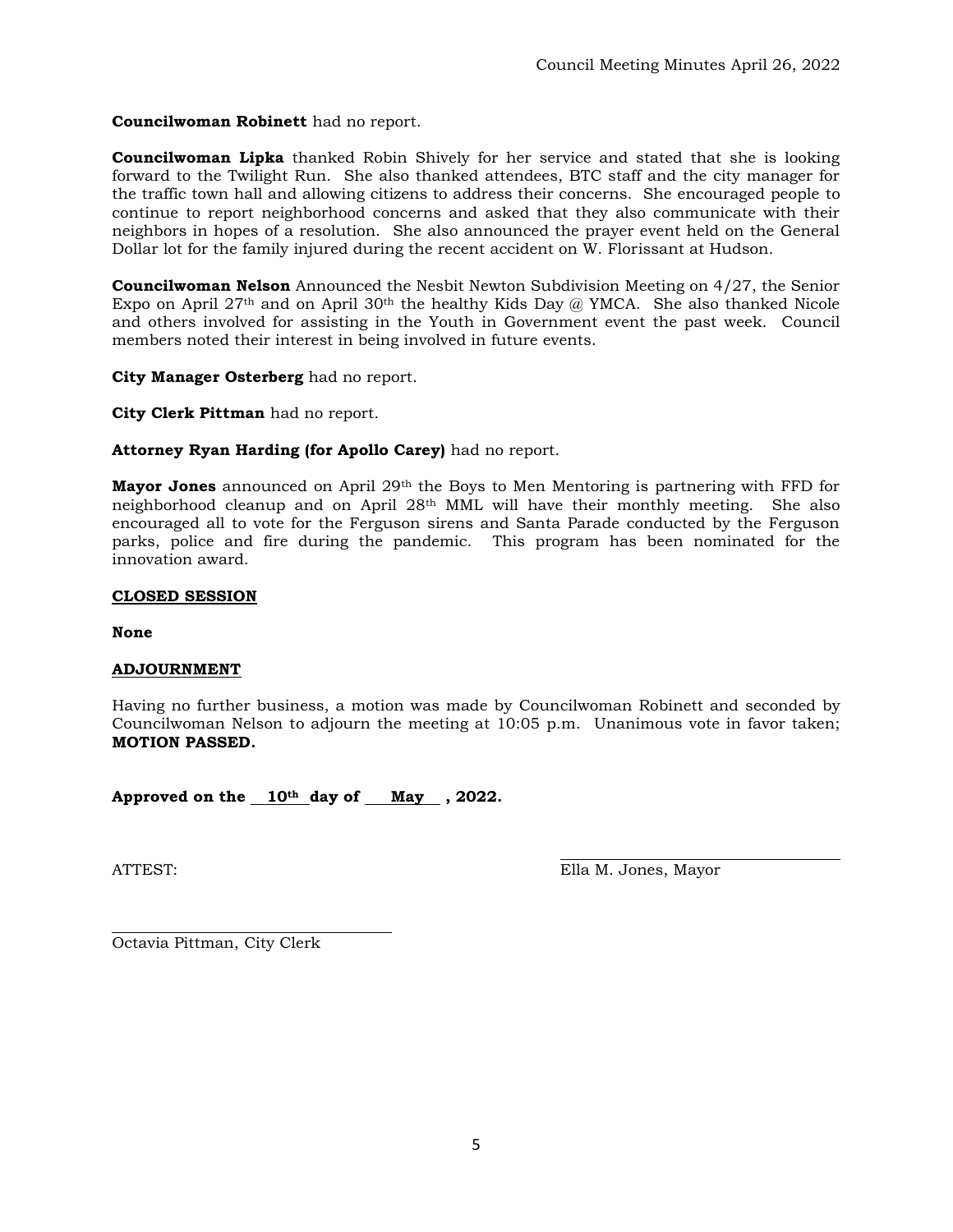**Councilwoman Robinett** had no report.

**Councilwoman Lipka** thanked Robin Shively for her service and stated that she is looking forward to the Twilight Run. She also thanked attendees, BTC staff and the city manager for the traffic town hall and allowing citizens to address their concerns. She encouraged people to continue to report neighborhood concerns and asked that they also communicate with their neighbors in hopes of a resolution. She also announced the prayer event held on the General Dollar lot for the family injured during the recent accident on W. Florissant at Hudson.

**Councilwoman Nelson** Announced the Nesbit Newton Subdivision Meeting on 4/27, the Senior Expo on April 27th and on April 30th the healthy Kids Day @ YMCA. She also thanked Nicole and others involved for assisting in the Youth in Government event the past week. Council members noted their interest in being involved in future events.

**City Manager Osterberg** had no report.

**City Clerk Pittman** had no report.

**Attorney Ryan Harding (for Apollo Carey)** had no report.

**Mayor Jones** announced on April 29th the Boys to Men Mentoring is partnering with FFD for neighborhood cleanup and on April 28th MML will have their monthly meeting. She also encouraged all to vote for the Ferguson sirens and Santa Parade conducted by the Ferguson parks, police and fire during the pandemic. This program has been nominated for the innovation award.

**CLOSED SESSION**

**None**

**ADJOURNMENT**

Having no further business, a motion was made by Councilwoman Robinett and seconded by Councilwoman Nelson to adjourn the meeting at 10:05 p.m. Unanimous vote in favor taken; **MOTION PASSED.**

**Approved on the 10th day of May , 2022.**

ATTEST:

______________________________
Ella M. Jones, Mayor

______________________________
Octavia Pittman, City Clerk